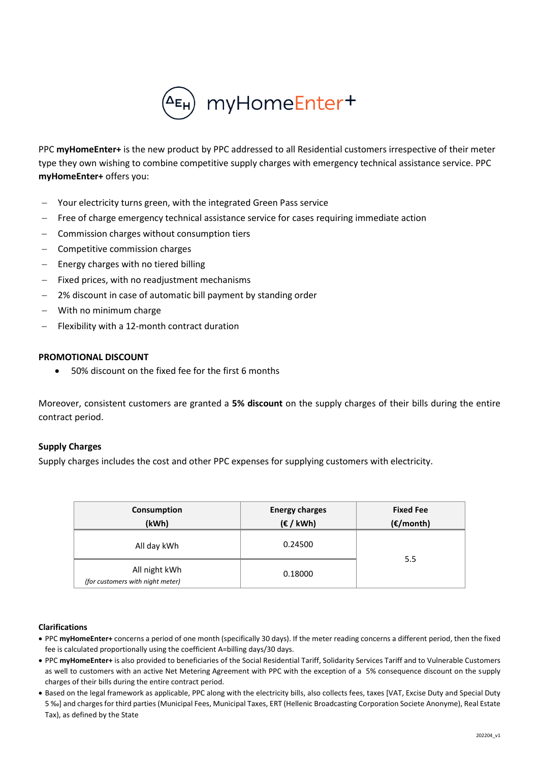# ΔEH myHomeEnter+

PPC **myHomeEnter+** is the new product by PPC addressed to all Residential customers irrespective of their meter type they own wishing to combine competitive supply charges with emergency technical assistance service. PPC **myHomeEnter+** offers you:

- Your electricity turns green, with the integrated Green Pass service
- Free of charge emergency technical assistance service for cases requiring immediate action
- Commission charges without consumption tiers
- Competitive commission charges
- Energy charges with no tiered billing
- Fixed prices, with no readjustment mechanisms
- 2% discount in case of automatic bill payment by standing order
- With no minimum charge
- Flexibility with a 12-month contract duration

**PROMOTIONAL DISCOUNT**

- 50% discount on the fixed fee for the first 6 months

Moreover, consistent customers are granted a **5% discount** on the supply charges of their bills during the entire contract period.

**Supply Charges**

Supply charges includes the cost and other PPC expenses for supplying customers with electricity.

| Consumption (kWh) | Energy charges (€ / kWh) | Fixed Fee (€/month) |
|---|---|---|
| All day kWh | 0.24500 | 5.5 |
| All night kWh *(for customers with night meter)* | 0.18000 | |

**Clarifications**

- PPC **myHomeEnter+** concerns a period of one month (specifically 30 days). If the meter reading concerns a different period, then the fixed fee is calculated proportionally using the coefficient A=billing days/30 days.
- PPC **myHomeEnter+** is also provided to beneficiaries of the Social Residential Tariff, Solidarity Services Tariff and to Vulnerable Customers as well to customers with an active Net Metering Agreement with PPC with the exception of a 5% consequence discount on the supply charges of their bills during the entire contract period.
- Based on the legal framework as applicable, PPC along with the electricity bills, also collects fees, taxes [VAT, Excise Duty and Special Duty 5 ‰] and charges for third parties (Municipal Fees, Municipal Taxes, ERT (Hellenic Broadcasting Corporation Societe Anonyme), Real Estate Tax), as defined by the State

202204_v1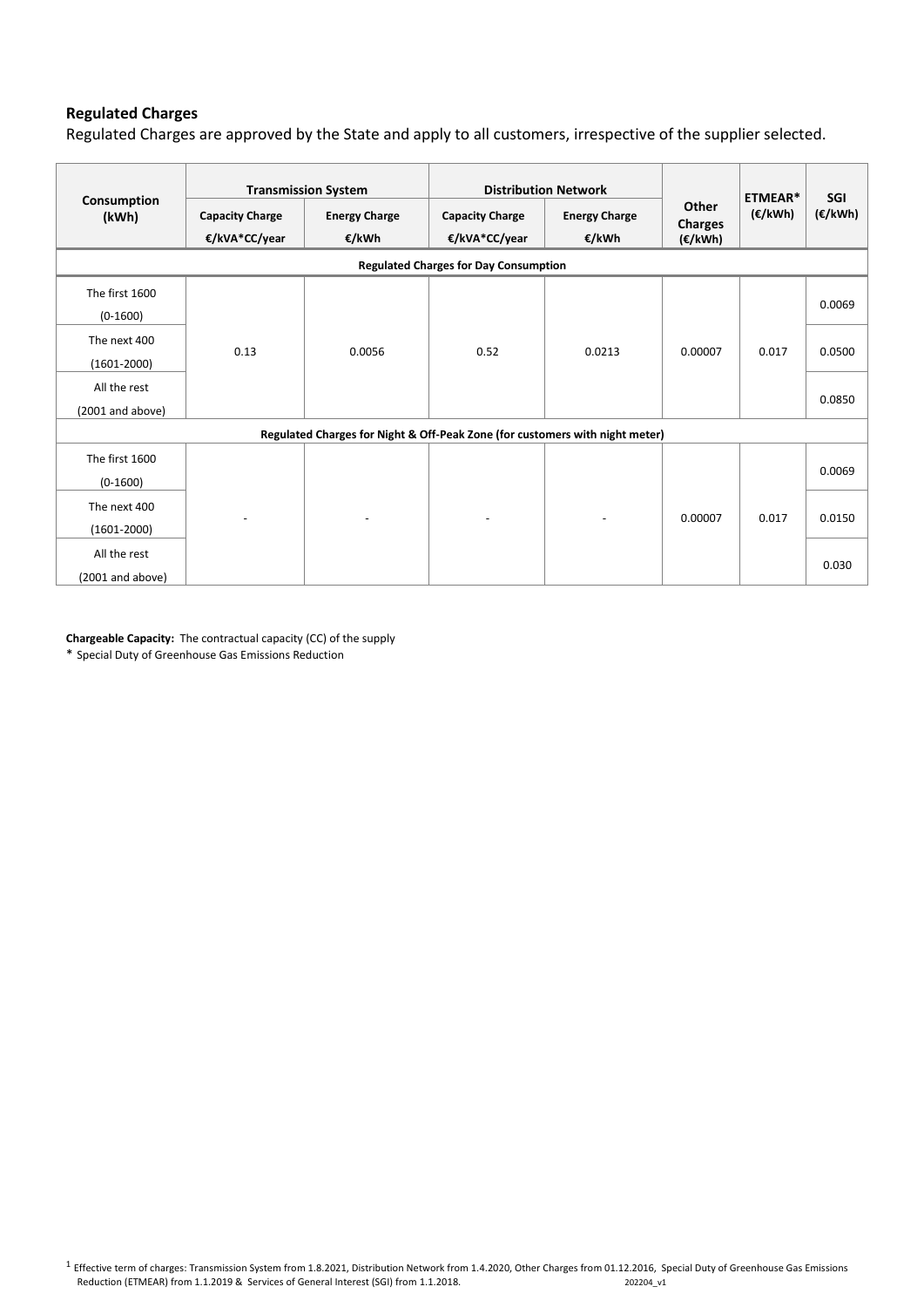## Regulated Charges

Regulated Charges are approved by the State and apply to all customers, irrespective of the supplier selected.

| Consumption (kWh) | Transmission System | | Distribution Network | | Other Charges (€/kWh) | ETMEAR* (€/kWh) | SGI (€/kWh) |
|---|---|---|---|---|---|---|---|
| | Capacity Charge €/kVA*CC/year | Energy Charge €/kWh | Capacity Charge €/kVA*CC/year | Energy Charge €/kWh | | | |
| **Regulated Charges for Day Consumption** | | | | | | | |
| The first 1600 (0-1600) | 0.13 | 0.0056 | 0.52 | 0.0213 | 0.00007 | 0.017 | 0.0069 |
| The next 400 (1601-2000) | | | | | | | 0.0500 |
| All the rest (2001 and above) | | | | | | | 0.0850 |
| **Regulated Charges for Night & Off-Peak Zone (for customers with night meter)** | | | | | | | |
| The first 1600 (0-1600) | - | - | - | - | 0.00007 | 0.017 | 0.0069 |
| The next 400 (1601-2000) | | | | | | | 0.0150 |
| All the rest (2001 and above) | | | | | | | 0.030 |

**Chargeable Capacity:** The contractual capacity (CC) of the supply

\* Special Duty of Greenhouse Gas Emissions Reduction

[1] Effective term of charges: Transmission System from 1.8.2021, Distribution Network from 1.4.2020, Other Charges from 01.12.2016, Special Duty of Greenhouse Gas Emissions Reduction (ETMEAR) from 1.1.2019 & Services of General Interest (SGI) from 1.1.2018.

202204_v1